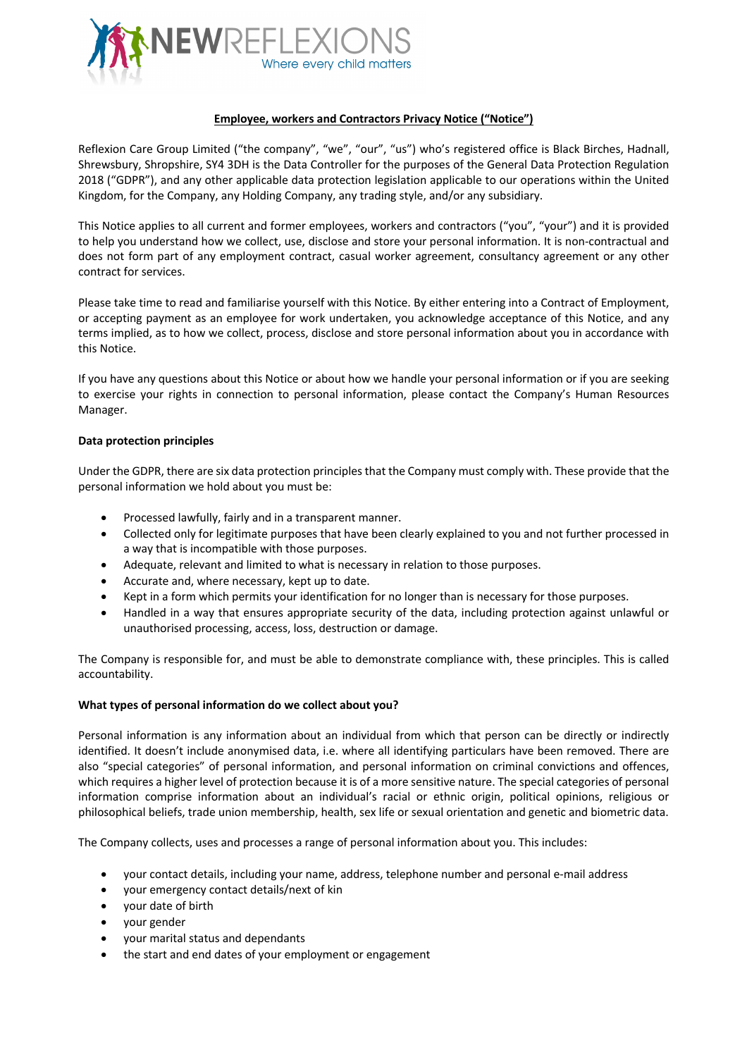**Employee, workers and Contractors Privacy Notice ("Notice")**

Reflexion Care Group Limited ("the company", "we", "our", "us") who's registered office is Black Birches, Hadnall, Shrewsbury, Shropshire, SY4 3DH is the Data Controller for the purposes of the General Data Protection Regulation 2018 ("GDPR"), and any other applicable data protection legislation applicable to our operations within the United Kingdom, for the Company, any Holding Company, any trading style, and/or any subsidiary.

This Notice applies to all current and former employees, workers and contractors ("you", "your") and it is provided to help you understand how we collect, use, disclose and store your personal information. It is non-contractual and does not form part of any employment contract, casual worker agreement, consultancy agreement or any other contract for services.

Please take time to read and familiarise yourself with this Notice. By either entering into a Contract of Employment, or accepting payment as an employee for work undertaken, you acknowledge acceptance of this Notice, and any terms implied, as to how we collect, process, disclose and store personal information about you in accordance with this Notice.

If you have any questions about this Notice or about how we handle your personal information or if you are seeking to exercise your rights in connection to personal information, please contact the Company's Human Resources Manager.

**Data protection principles**

Under the GDPR, there are six data protection principles that the Company must comply with. These provide that the personal information we hold about you must be:

- Processed lawfully, fairly and in a transparent manner.
- Collected only for legitimate purposes that have been clearly explained to you and not further processed in a way that is incompatible with those purposes.
- Adequate, relevant and limited to what is necessary in relation to those purposes.
- Accurate and, where necessary, kept up to date.
- Kept in a form which permits your identification for no longer than is necessary for those purposes.
- Handled in a way that ensures appropriate security of the data, including protection against unlawful or unauthorised processing, access, loss, destruction or damage.

The Company is responsible for, and must be able to demonstrate compliance with, these principles. This is called accountability.

**What types of personal information do we collect about you?**

Personal information is any information about an individual from which that person can be directly or indirectly identified. It doesn't include anonymised data, i.e. where all identifying particulars have been removed. There are also "special categories" of personal information, and personal information on criminal convictions and offences, which requires a higher level of protection because it is of a more sensitive nature. The special categories of personal information comprise information about an individual's racial or ethnic origin, political opinions, religious or philosophical beliefs, trade union membership, health, sex life or sexual orientation and genetic and biometric data.

The Company collects, uses and processes a range of personal information about you. This includes:

- your contact details, including your name, address, telephone number and personal e-mail address
- your emergency contact details/next of kin
- your date of birth
- your gender
- your marital status and dependants
- the start and end dates of your employment or engagement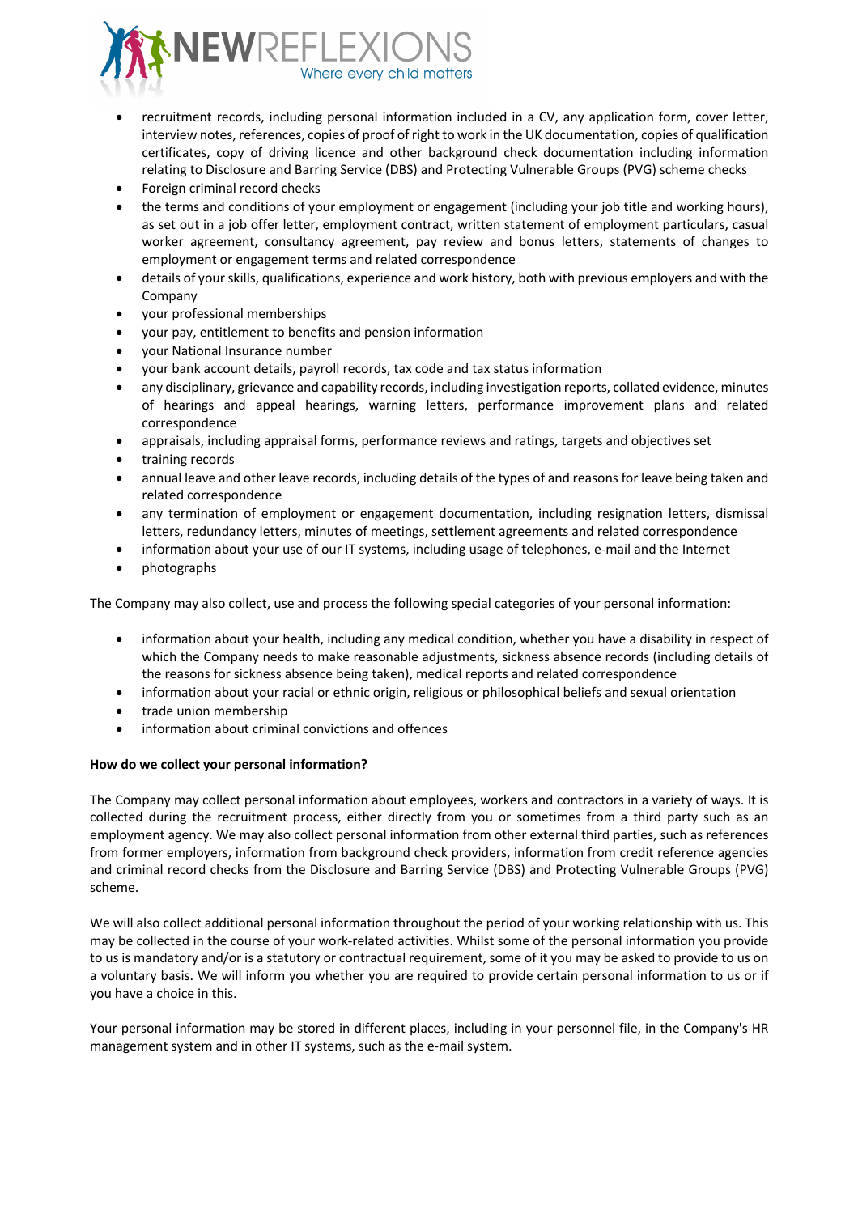- recruitment records, including personal information included in a CV, any application form, cover letter, interview notes, references, copies of proof of right to work in the UK documentation, copies of qualification certificates, copy of driving licence and other background check documentation including information relating to Disclosure and Barring Service (DBS) and Protecting Vulnerable Groups (PVG) scheme checks
- Foreign criminal record checks
- the terms and conditions of your employment or engagement (including your job title and working hours), as set out in a job offer letter, employment contract, written statement of employment particulars, casual worker agreement, consultancy agreement, pay review and bonus letters, statements of changes to employment or engagement terms and related correspondence
- details of your skills, qualifications, experience and work history, both with previous employers and with the Company
- your professional memberships
- your pay, entitlement to benefits and pension information
- your National Insurance number
- your bank account details, payroll records, tax code and tax status information
- any disciplinary, grievance and capability records, including investigation reports, collated evidence, minutes of hearings and appeal hearings, warning letters, performance improvement plans and related correspondence
- appraisals, including appraisal forms, performance reviews and ratings, targets and objectives set
- training records
- annual leave and other leave records, including details of the types of and reasons for leave being taken and related correspondence
- any termination of employment or engagement documentation, including resignation letters, dismissal letters, redundancy letters, minutes of meetings, settlement agreements and related correspondence
- information about your use of our IT systems, including usage of telephones, e-mail and the Internet
- photographs

The Company may also collect, use and process the following special categories of your personal information:

- information about your health, including any medical condition, whether you have a disability in respect of which the Company needs to make reasonable adjustments, sickness absence records (including details of the reasons for sickness absence being taken), medical reports and related correspondence
- information about your racial or ethnic origin, religious or philosophical beliefs and sexual orientation
- trade union membership
- information about criminal convictions and offences

**How do we collect your personal information?**

The Company may collect personal information about employees, workers and contractors in a variety of ways. It is collected during the recruitment process, either directly from you or sometimes from a third party such as an employment agency. We may also collect personal information from other external third parties, such as references from former employers, information from background check providers, information from credit reference agencies and criminal record checks from the Disclosure and Barring Service (DBS) and Protecting Vulnerable Groups (PVG) scheme.

We will also collect additional personal information throughout the period of your working relationship with us. This may be collected in the course of your work-related activities. Whilst some of the personal information you provide to us is mandatory and/or is a statutory or contractual requirement, some of it you may be asked to provide to us on a voluntary basis. We will inform you whether you are required to provide certain personal information to us or if you have a choice in this.

Your personal information may be stored in different places, including in your personnel file, in the Company's HR management system and in other IT systems, such as the e-mail system.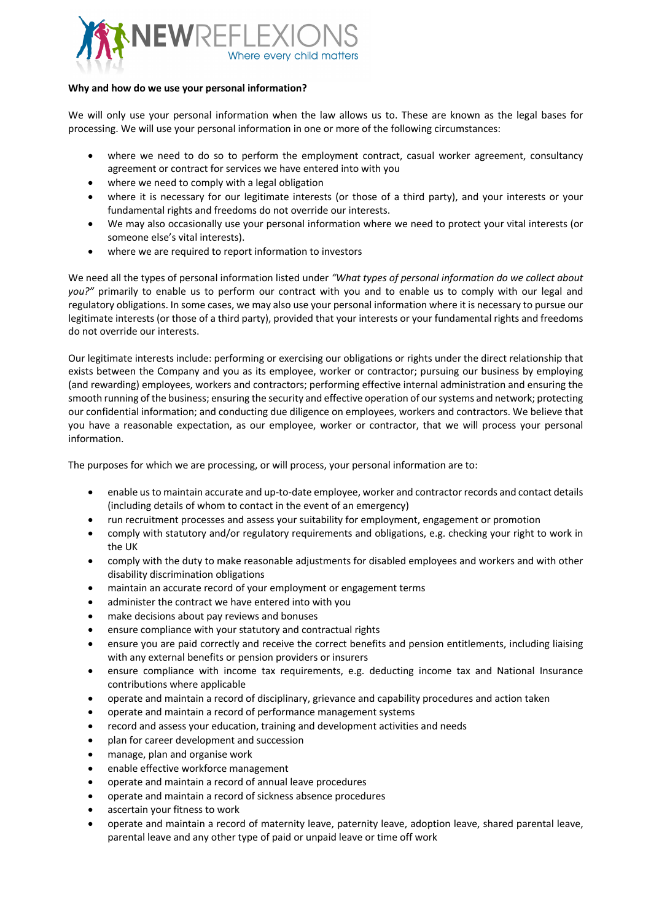**Why and how do we use your personal information?**

We will only use your personal information when the law allows us to. These are known as the legal bases for processing. We will use your personal information in one or more of the following circumstances:

- where we need to do so to perform the employment contract, casual worker agreement, consultancy agreement or contract for services we have entered into with you
- where we need to comply with a legal obligation
- where it is necessary for our legitimate interests (or those of a third party), and your interests or your fundamental rights and freedoms do not override our interests.
- We may also occasionally use your personal information where we need to protect your vital interests (or someone else's vital interests).
- where we are required to report information to investors

We need all the types of personal information listed under *"What types of personal information do we collect about you?"* primarily to enable us to perform our contract with you and to enable us to comply with our legal and regulatory obligations. In some cases, we may also use your personal information where it is necessary to pursue our legitimate interests (or those of a third party), provided that your interests or your fundamental rights and freedoms do not override our interests.

Our legitimate interests include: performing or exercising our obligations or rights under the direct relationship that exists between the Company and you as its employee, worker or contractor; pursuing our business by employing (and rewarding) employees, workers and contractors; performing effective internal administration and ensuring the smooth running of the business; ensuring the security and effective operation of our systems and network; protecting our confidential information; and conducting due diligence on employees, workers and contractors. We believe that you have a reasonable expectation, as our employee, worker or contractor, that we will process your personal information.

The purposes for which we are processing, or will process, your personal information are to:

- enable us to maintain accurate and up-to-date employee, worker and contractor records and contact details (including details of whom to contact in the event of an emergency)
- run recruitment processes and assess your suitability for employment, engagement or promotion
- comply with statutory and/or regulatory requirements and obligations, e.g. checking your right to work in the UK
- comply with the duty to make reasonable adjustments for disabled employees and workers and with other disability discrimination obligations
- maintain an accurate record of your employment or engagement terms
- administer the contract we have entered into with you
- make decisions about pay reviews and bonuses
- ensure compliance with your statutory and contractual rights
- ensure you are paid correctly and receive the correct benefits and pension entitlements, including liaising with any external benefits or pension providers or insurers
- ensure compliance with income tax requirements, e.g. deducting income tax and National Insurance contributions where applicable
- operate and maintain a record of disciplinary, grievance and capability procedures and action taken
- operate and maintain a record of performance management systems
- record and assess your education, training and development activities and needs
- plan for career development and succession
- manage, plan and organise work
- enable effective workforce management
- operate and maintain a record of annual leave procedures
- operate and maintain a record of sickness absence procedures
- ascertain your fitness to work
- operate and maintain a record of maternity leave, paternity leave, adoption leave, shared parental leave, parental leave and any other type of paid or unpaid leave or time off work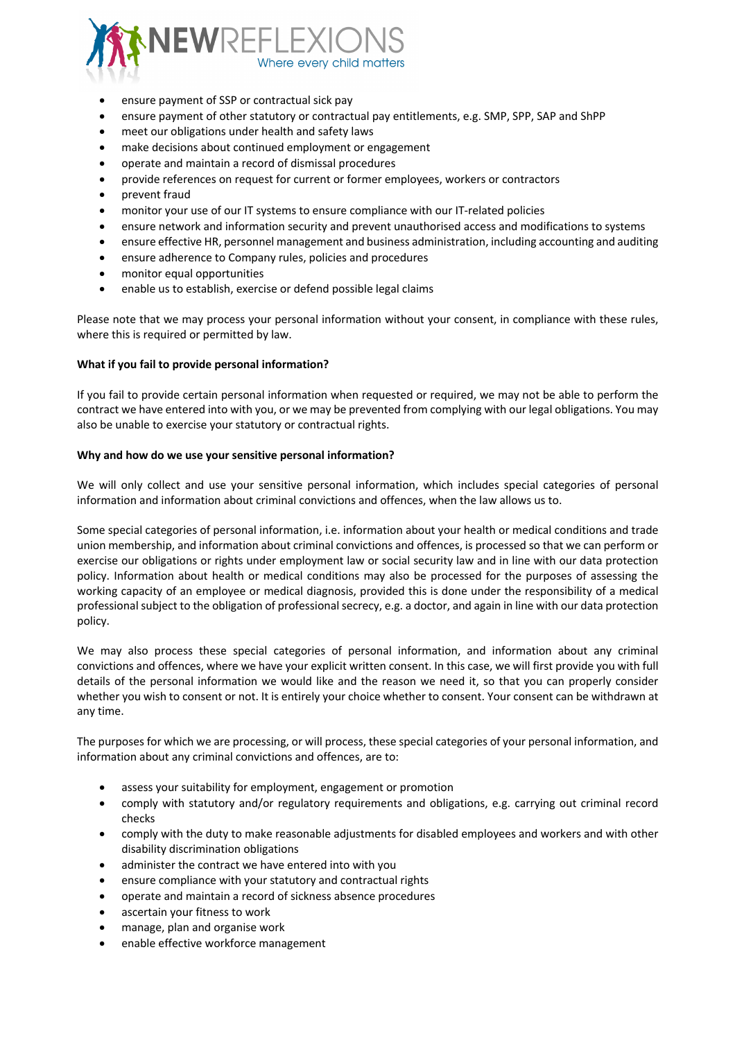- ensure payment of SSP or contractual sick pay
- ensure payment of other statutory or contractual pay entitlements, e.g. SMP, SPP, SAP and ShPP
- meet our obligations under health and safety laws
- make decisions about continued employment or engagement
- operate and maintain a record of dismissal procedures
- provide references on request for current or former employees, workers or contractors
- prevent fraud
- monitor your use of our IT systems to ensure compliance with our IT-related policies
- ensure network and information security and prevent unauthorised access and modifications to systems
- ensure effective HR, personnel management and business administration, including accounting and auditing
- ensure adherence to Company rules, policies and procedures
- monitor equal opportunities
- enable us to establish, exercise or defend possible legal claims

Please note that we may process your personal information without your consent, in compliance with these rules, where this is required or permitted by law.

**What if you fail to provide personal information?**

If you fail to provide certain personal information when requested or required, we may not be able to perform the contract we have entered into with you, or we may be prevented from complying with our legal obligations. You may also be unable to exercise your statutory or contractual rights.

**Why and how do we use your sensitive personal information?**

We will only collect and use your sensitive personal information, which includes special categories of personal information and information about criminal convictions and offences, when the law allows us to.

Some special categories of personal information, i.e. information about your health or medical conditions and trade union membership, and information about criminal convictions and offences, is processed so that we can perform or exercise our obligations or rights under employment law or social security law and in line with our data protection policy. Information about health or medical conditions may also be processed for the purposes of assessing the working capacity of an employee or medical diagnosis, provided this is done under the responsibility of a medical professional subject to the obligation of professional secrecy, e.g. a doctor, and again in line with our data protection policy.

We may also process these special categories of personal information, and information about any criminal convictions and offences, where we have your explicit written consent. In this case, we will first provide you with full details of the personal information we would like and the reason we need it, so that you can properly consider whether you wish to consent or not. It is entirely your choice whether to consent. Your consent can be withdrawn at any time.

The purposes for which we are processing, or will process, these special categories of your personal information, and information about any criminal convictions and offences, are to:

- assess your suitability for employment, engagement or promotion
- comply with statutory and/or regulatory requirements and obligations, e.g. carrying out criminal record checks
- comply with the duty to make reasonable adjustments for disabled employees and workers and with other disability discrimination obligations
- administer the contract we have entered into with you
- ensure compliance with your statutory and contractual rights
- operate and maintain a record of sickness absence procedures
- ascertain your fitness to work
- manage, plan and organise work
- enable effective workforce management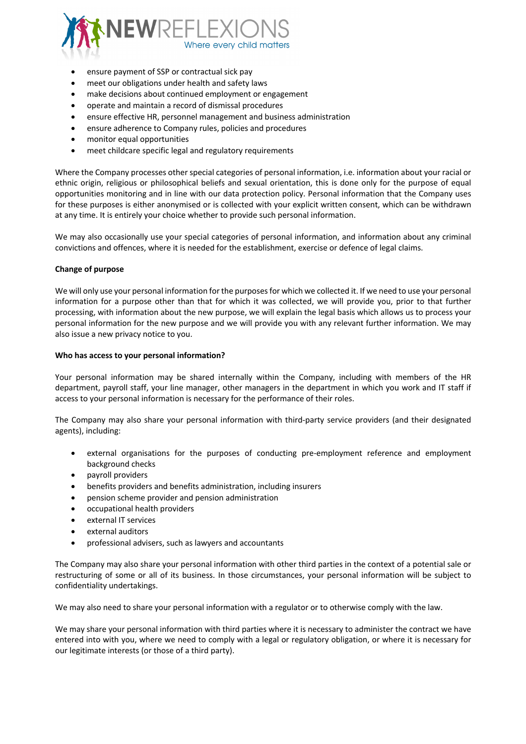- ensure payment of SSP or contractual sick pay
- meet our obligations under health and safety laws
- make decisions about continued employment or engagement
- operate and maintain a record of dismissal procedures
- ensure effective HR, personnel management and business administration
- ensure adherence to Company rules, policies and procedures
- monitor equal opportunities
- meet childcare specific legal and regulatory requirements

Where the Company processes other special categories of personal information, i.e. information about your racial or ethnic origin, religious or philosophical beliefs and sexual orientation, this is done only for the purpose of equal opportunities monitoring and in line with our data protection policy. Personal information that the Company uses for these purposes is either anonymised or is collected with your explicit written consent, which can be withdrawn at any time. It is entirely your choice whether to provide such personal information.

We may also occasionally use your special categories of personal information, and information about any criminal convictions and offences, where it is needed for the establishment, exercise or defence of legal claims.

**Change of purpose**

We will only use your personal information for the purposes for which we collected it. If we need to use your personal information for a purpose other than that for which it was collected, we will provide you, prior to that further processing, with information about the new purpose, we will explain the legal basis which allows us to process your personal information for the new purpose and we will provide you with any relevant further information. We may also issue a new privacy notice to you.

**Who has access to your personal information?**

Your personal information may be shared internally within the Company, including with members of the HR department, payroll staff, your line manager, other managers in the department in which you work and IT staff if access to your personal information is necessary for the performance of their roles.

The Company may also share your personal information with third-party service providers (and their designated agents), including:

- external organisations for the purposes of conducting pre-employment reference and employment background checks
- payroll providers
- benefits providers and benefits administration, including insurers
- pension scheme provider and pension administration
- occupational health providers
- external IT services
- external auditors
- professional advisers, such as lawyers and accountants

The Company may also share your personal information with other third parties in the context of a potential sale or restructuring of some or all of its business. In those circumstances, your personal information will be subject to confidentiality undertakings.

We may also need to share your personal information with a regulator or to otherwise comply with the law.

We may share your personal information with third parties where it is necessary to administer the contract we have entered into with you, where we need to comply with a legal or regulatory obligation, or where it is necessary for our legitimate interests (or those of a third party).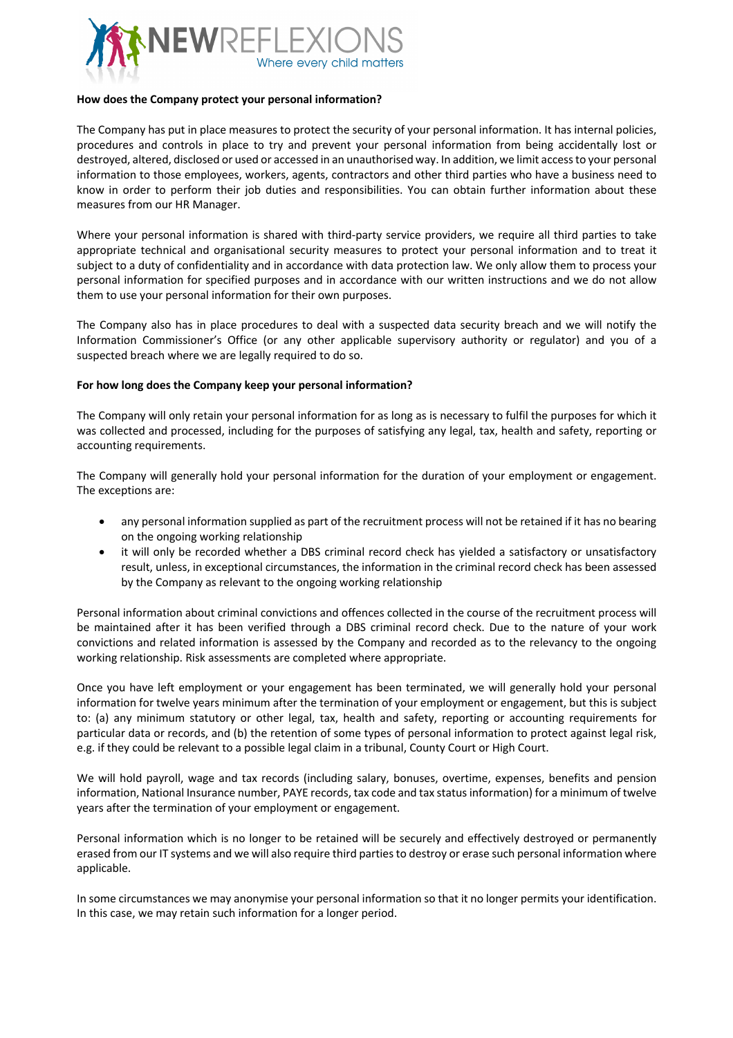**How does the Company protect your personal information?**

The Company has put in place measures to protect the security of your personal information. It has internal policies, procedures and controls in place to try and prevent your personal information from being accidentally lost or destroyed, altered, disclosed or used or accessed in an unauthorised way. In addition, we limit access to your personal information to those employees, workers, agents, contractors and other third parties who have a business need to know in order to perform their job duties and responsibilities. You can obtain further information about these measures from our HR Manager.

Where your personal information is shared with third-party service providers, we require all third parties to take appropriate technical and organisational security measures to protect your personal information and to treat it subject to a duty of confidentiality and in accordance with data protection law. We only allow them to process your personal information for specified purposes and in accordance with our written instructions and we do not allow them to use your personal information for their own purposes.

The Company also has in place procedures to deal with a suspected data security breach and we will notify the Information Commissioner's Office (or any other applicable supervisory authority or regulator) and you of a suspected breach where we are legally required to do so.

**For how long does the Company keep your personal information?**

The Company will only retain your personal information for as long as is necessary to fulfil the purposes for which it was collected and processed, including for the purposes of satisfying any legal, tax, health and safety, reporting or accounting requirements.

The Company will generally hold your personal information for the duration of your employment or engagement. The exceptions are:

- any personal information supplied as part of the recruitment process will not be retained if it has no bearing on the ongoing working relationship
- it will only be recorded whether a DBS criminal record check has yielded a satisfactory or unsatisfactory result, unless, in exceptional circumstances, the information in the criminal record check has been assessed by the Company as relevant to the ongoing working relationship

Personal information about criminal convictions and offences collected in the course of the recruitment process will be maintained after it has been verified through a DBS criminal record check. Due to the nature of your work convictions and related information is assessed by the Company and recorded as to the relevancy to the ongoing working relationship. Risk assessments are completed where appropriate.

Once you have left employment or your engagement has been terminated, we will generally hold your personal information for twelve years minimum after the termination of your employment or engagement, but this is subject to: (a) any minimum statutory or other legal, tax, health and safety, reporting or accounting requirements for particular data or records, and (b) the retention of some types of personal information to protect against legal risk, e.g. if they could be relevant to a possible legal claim in a tribunal, County Court or High Court.

We will hold payroll, wage and tax records (including salary, bonuses, overtime, expenses, benefits and pension information, National Insurance number, PAYE records, tax code and tax status information) for a minimum of twelve years after the termination of your employment or engagement.

Personal information which is no longer to be retained will be securely and effectively destroyed or permanently erased from our IT systems and we will also require third parties to destroy or erase such personal information where applicable.

In some circumstances we may anonymise your personal information so that it no longer permits your identification. In this case, we may retain such information for a longer period.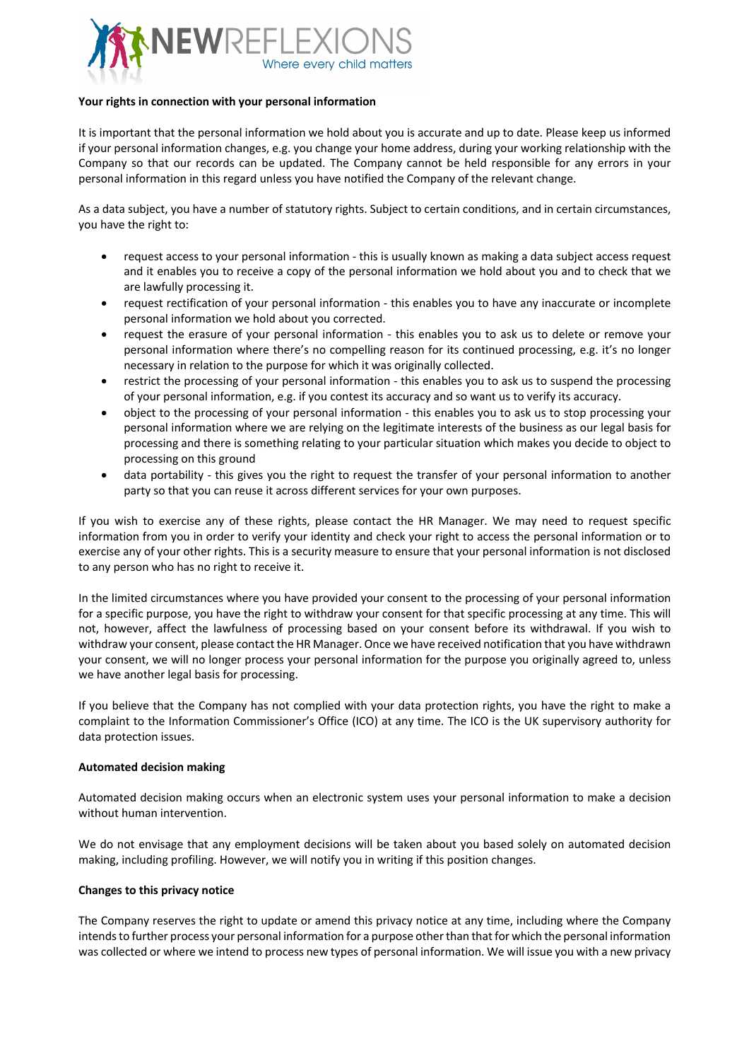**Your rights in connection with your personal information**

It is important that the personal information we hold about you is accurate and up to date. Please keep us informed if your personal information changes, e.g. you change your home address, during your working relationship with the Company so that our records can be updated. The Company cannot be held responsible for any errors in your personal information in this regard unless you have notified the Company of the relevant change.

As a data subject, you have a number of statutory rights. Subject to certain conditions, and in certain circumstances, you have the right to:

- request access to your personal information - this is usually known as making a data subject access request and it enables you to receive a copy of the personal information we hold about you and to check that we are lawfully processing it.
- request rectification of your personal information - this enables you to have any inaccurate or incomplete personal information we hold about you corrected.
- request the erasure of your personal information - this enables you to ask us to delete or remove your personal information where there's no compelling reason for its continued processing, e.g. it's no longer necessary in relation to the purpose for which it was originally collected.
- restrict the processing of your personal information - this enables you to ask us to suspend the processing of your personal information, e.g. if you contest its accuracy and so want us to verify its accuracy.
- object to the processing of your personal information - this enables you to ask us to stop processing your personal information where we are relying on the legitimate interests of the business as our legal basis for processing and there is something relating to your particular situation which makes you decide to object to processing on this ground
- data portability - this gives you the right to request the transfer of your personal information to another party so that you can reuse it across different services for your own purposes.

If you wish to exercise any of these rights, please contact the HR Manager. We may need to request specific information from you in order to verify your identity and check your right to access the personal information or to exercise any of your other rights. This is a security measure to ensure that your personal information is not disclosed to any person who has no right to receive it.

In the limited circumstances where you have provided your consent to the processing of your personal information for a specific purpose, you have the right to withdraw your consent for that specific processing at any time. This will not, however, affect the lawfulness of processing based on your consent before its withdrawal. If you wish to withdraw your consent, please contact the HR Manager. Once we have received notification that you have withdrawn your consent, we will no longer process your personal information for the purpose you originally agreed to, unless we have another legal basis for processing.

If you believe that the Company has not complied with your data protection rights, you have the right to make a complaint to the Information Commissioner's Office (ICO) at any time. The ICO is the UK supervisory authority for data protection issues.

**Automated decision making**

Automated decision making occurs when an electronic system uses your personal information to make a decision without human intervention.

We do not envisage that any employment decisions will be taken about you based solely on automated decision making, including profiling. However, we will notify you in writing if this position changes.

**Changes to this privacy notice**

The Company reserves the right to update or amend this privacy notice at any time, including where the Company intends to further process your personal information for a purpose other than that for which the personal information was collected or where we intend to process new types of personal information. We will issue you with a new privacy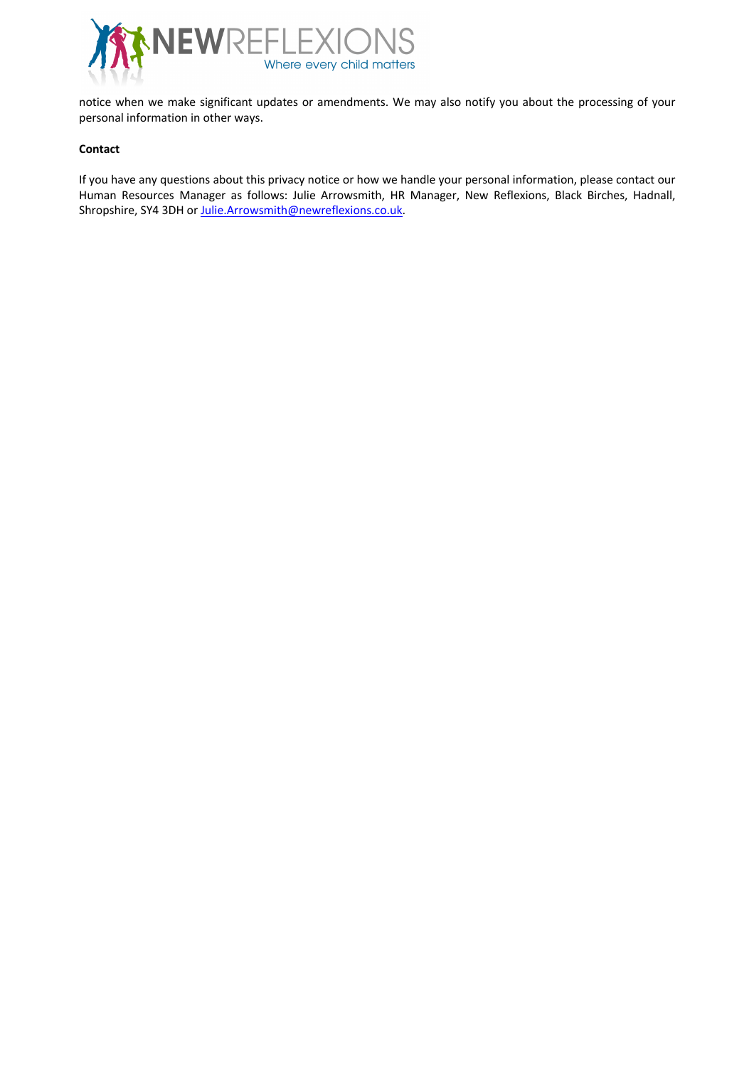notice when we make significant updates or amendments. We may also notify you about the processing of your personal information in other ways.

**Contact**

If you have any questions about this privacy notice or how we handle your personal information, please contact our Human Resources Manager as follows: Julie Arrowsmith, HR Manager, New Reflexions, Black Birches, Hadnall, Shropshire, SY4 3DH or Julie.Arrowsmith@newreflexions.co.uk.